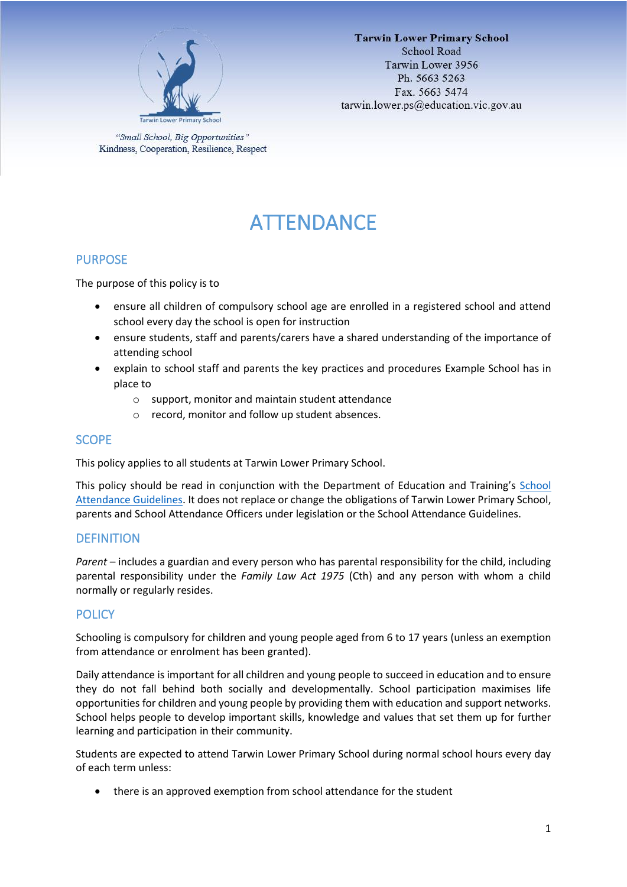**Tarwin Lower Primary School**
School Road
Tarwin Lower 3956
Ph. 5663 5263
Fax. 5663 5474
tarwin.lower.ps@education.vic.gov.au

Tarwin Lower Primary School

*"Small School, Big Opportunities"*
Kindness, Cooperation, Resilience, Respect

# ATTENDANCE

## PURPOSE

The purpose of this policy is to

- ensure all children of compulsory school age are enrolled in a registered school and attend school every day the school is open for instruction
- ensure students, staff and parents/carers have a shared understanding of the importance of attending school
- explain to school staff and parents the key practices and procedures Example School has in place to
  - support, monitor and maintain student attendance
  - record, monitor and follow up student absences.

## SCOPE

This policy applies to all students at Tarwin Lower Primary School.

This policy should be read in conjunction with the Department of Education and Training's School Attendance Guidelines. It does not replace or change the obligations of Tarwin Lower Primary School, parents and School Attendance Officers under legislation or the School Attendance Guidelines.

## DEFINITION

*Parent* – includes a guardian and every person who has parental responsibility for the child, including parental responsibility under the *Family Law Act 1975* (Cth) and any person with whom a child normally or regularly resides.

## POLICY

Schooling is compulsory for children and young people aged from 6 to 17 years (unless an exemption from attendance or enrolment has been granted).

Daily attendance is important for all children and young people to succeed in education and to ensure they do not fall behind both socially and developmentally. School participation maximises life opportunities for children and young people by providing them with education and support networks. School helps people to develop important skills, knowledge and values that set them up for further learning and participation in their community.

Students are expected to attend Tarwin Lower Primary School during normal school hours every day of each term unless:

- there is an approved exemption from school attendance for the student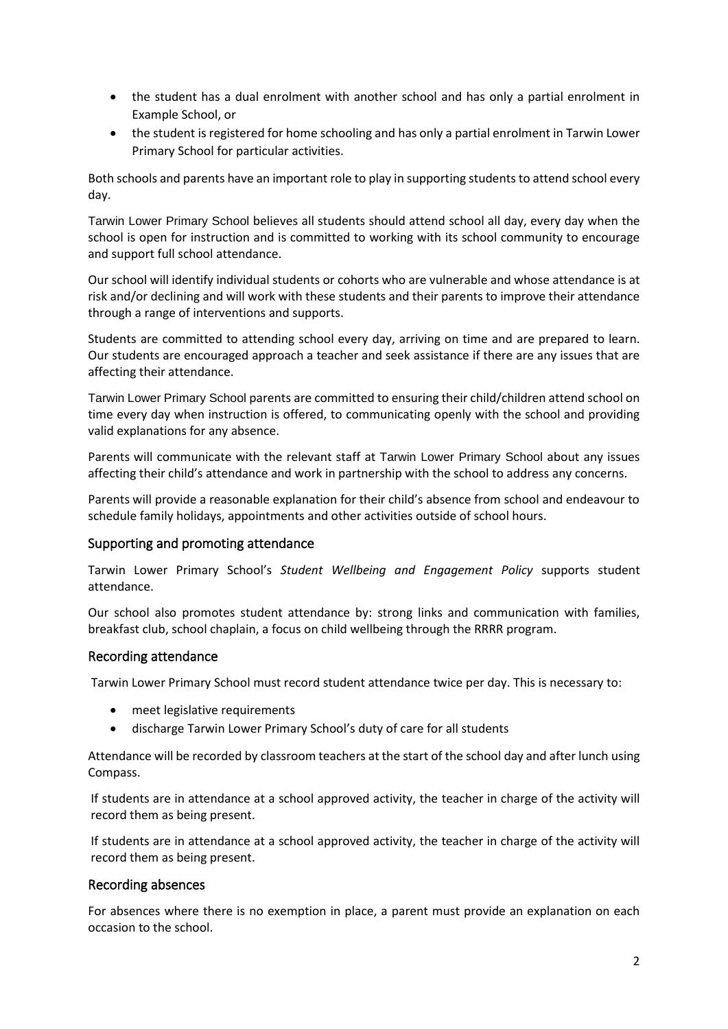- the student has a dual enrolment with another school and has only a partial enrolment in Example School, or
- the student is registered for home schooling and has only a partial enrolment in Tarwin Lower Primary School for particular activities.

Both schools and parents have an important role to play in supporting students to attend school every day.

Tarwin Lower Primary School believes all students should attend school all day, every day when the school is open for instruction and is committed to working with its school community to encourage and support full school attendance.

Our school will identify individual students or cohorts who are vulnerable and whose attendance is at risk and/or declining and will work with these students and their parents to improve their attendance through a range of interventions and supports.

Students are committed to attending school every day, arriving on time and are prepared to learn. Our students are encouraged approach a teacher and seek assistance if there are any issues that are affecting their attendance.

Tarwin Lower Primary School parents are committed to ensuring their child/children attend school on time every day when instruction is offered, to communicating openly with the school and providing valid explanations for any absence.

Parents will communicate with the relevant staff at Tarwin Lower Primary School about any issues affecting their child's attendance and work in partnership with the school to address any concerns.

Parents will provide a reasonable explanation for their child's absence from school and endeavour to schedule family holidays, appointments and other activities outside of school hours.

## Supporting and promoting attendance

Tarwin Lower Primary School's *Student Wellbeing and Engagement Policy* supports student attendance.

Our school also promotes student attendance by: strong links and communication with families, breakfast club, school chaplain, a focus on child wellbeing through the RRRR program.

## Recording attendance

Tarwin Lower Primary School must record student attendance twice per day. This is necessary to:

- meet legislative requirements
- discharge Tarwin Lower Primary School's duty of care for all students

Attendance will be recorded by classroom teachers at the start of the school day and after lunch using Compass.

If students are in attendance at a school approved activity, the teacher in charge of the activity will record them as being present.

If students are in attendance at a school approved activity, the teacher in charge of the activity will record them as being present.

## Recording absences

For absences where there is no exemption in place, a parent must provide an explanation on each occasion to the school.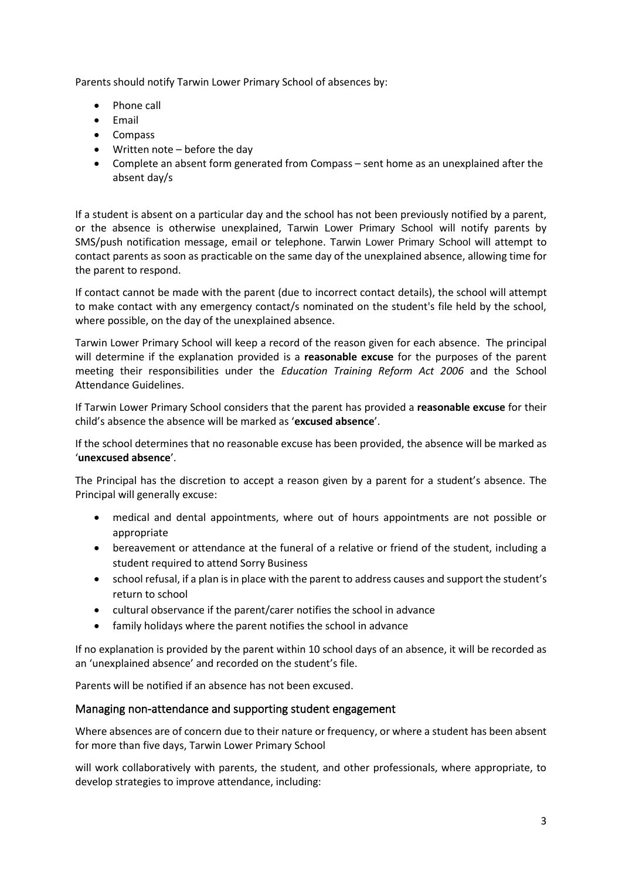Parents should notify Tarwin Lower Primary School of absences by:

- Phone call
- Email
- Compass
- Written note – before the day
- Complete an absent form generated from Compass – sent home as an unexplained after the absent day/s

If a student is absent on a particular day and the school has not been previously notified by a parent, or the absence is otherwise unexplained, Tarwin Lower Primary School will notify parents by SMS/push notification message, email or telephone. Tarwin Lower Primary School will attempt to contact parents as soon as practicable on the same day of the unexplained absence, allowing time for the parent to respond.

If contact cannot be made with the parent (due to incorrect contact details), the school will attempt to make contact with any emergency contact/s nominated on the student's file held by the school, where possible, on the day of the unexplained absence.

Tarwin Lower Primary School will keep a record of the reason given for each absence. The principal will determine if the explanation provided is a **reasonable excuse** for the purposes of the parent meeting their responsibilities under the *Education Training Reform Act 2006* and the School Attendance Guidelines.

If Tarwin Lower Primary School considers that the parent has provided a **reasonable excuse** for their child's absence the absence will be marked as '**excused absence**'.

If the school determines that no reasonable excuse has been provided, the absence will be marked as '**unexcused absence**'.

The Principal has the discretion to accept a reason given by a parent for a student's absence. The Principal will generally excuse:

- medical and dental appointments, where out of hours appointments are not possible or appropriate
- bereavement or attendance at the funeral of a relative or friend of the student, including a student required to attend Sorry Business
- school refusal, if a plan is in place with the parent to address causes and support the student's return to school
- cultural observance if the parent/carer notifies the school in advance
- family holidays where the parent notifies the school in advance

If no explanation is provided by the parent within 10 school days of an absence, it will be recorded as an 'unexplained absence' and recorded on the student's file.

Parents will be notified if an absence has not been excused.

## Managing non-attendance and supporting student engagement

Where absences are of concern due to their nature or frequency, or where a student has been absent for more than five days, Tarwin Lower Primary School

will work collaboratively with parents, the student, and other professionals, where appropriate, to develop strategies to improve attendance, including: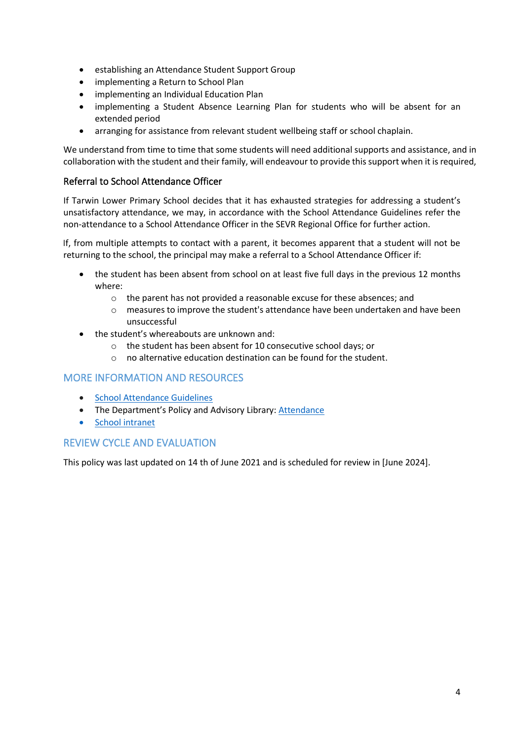- establishing an Attendance Student Support Group
- implementing a Return to School Plan
- implementing an Individual Education Plan
- implementing a Student Absence Learning Plan for students who will be absent for an extended period
- arranging for assistance from relevant student wellbeing staff or school chaplain.

We understand from time to time that some students will need additional supports and assistance, and in collaboration with the student and their family, will endeavour to provide this support when it is required,

### Referral to School Attendance Officer

If Tarwin Lower Primary School decides that it has exhausted strategies for addressing a student's unsatisfactory attendance, we may, in accordance with the School Attendance Guidelines refer the non-attendance to a School Attendance Officer in the SEVR Regional Office for further action.

If, from multiple attempts to contact with a parent, it becomes apparent that a student will not be returning to the school, the principal may make a referral to a School Attendance Officer if:

- the student has been absent from school on at least five full days in the previous 12 months where:
  - the parent has not provided a reasonable excuse for these absences; and
  - measures to improve the student's attendance have been undertaken and have been unsuccessful
- the student's whereabouts are unknown and:
  - the student has been absent for 10 consecutive school days; or
  - no alternative education destination can be found for the student.

## MORE INFORMATION AND RESOURCES

- [School Attendance Guidelines]
- The Department's Policy and Advisory Library: [Attendance]
- [School intranet]

## REVIEW CYCLE AND EVALUATION

This policy was last updated on 14 th of June 2021 and is scheduled for review in [June 2024].